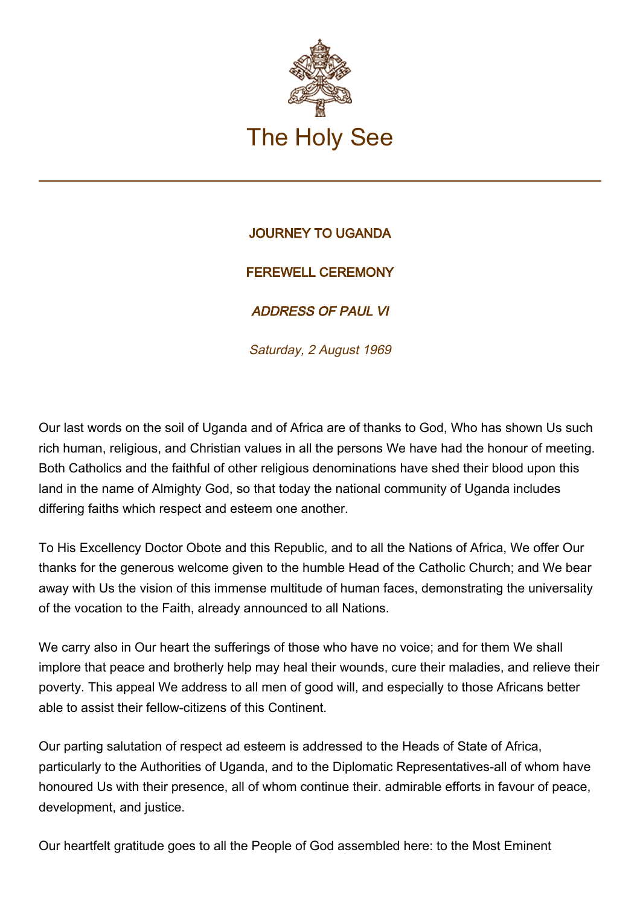The Holy See

JOURNEY TO UGANDA

FEREWELL CEREMONY

*ADDRESS OF PAUL VI*

*Saturday, 2 August 1969*

Our last words on the soil of Uganda and of Africa are of thanks to God, Who has shown Us such rich human, religious, and Christian values in all the persons We have had the honour of meeting. Both Catholics and the faithful of other religious denominations have shed their blood upon this land in the name of Almighty God, so that today the national community of Uganda includes differing faiths which respect and esteem one another.

To His Excellency Doctor Obote and this Republic, and to all the Nations of Africa, We offer Our thanks for the generous welcome given to the humble Head of the Catholic Church; and We bear away with Us the vision of this immense multitude of human faces, demonstrating the universality of the vocation to the Faith, already announced to all Nations.

We carry also in Our heart the sufferings of those who have no voice; and for them We shall implore that peace and brotherly help may heal their wounds, cure their maladies, and relieve their poverty. This appeal We address to all men of good will, and especially to those Africans better able to assist their fellow-citizens of this Continent.

Our parting salutation of respect ad esteem is addressed to the Heads of State of Africa, particularly to the Authorities of Uganda, and to the Diplomatic Representatives-all of whom have honoured Us with their presence, all of whom continue their. admirable efforts in favour of peace, development, and justice.

Our heartfelt gratitude goes to all the People of God assembled here: to the Most Eminent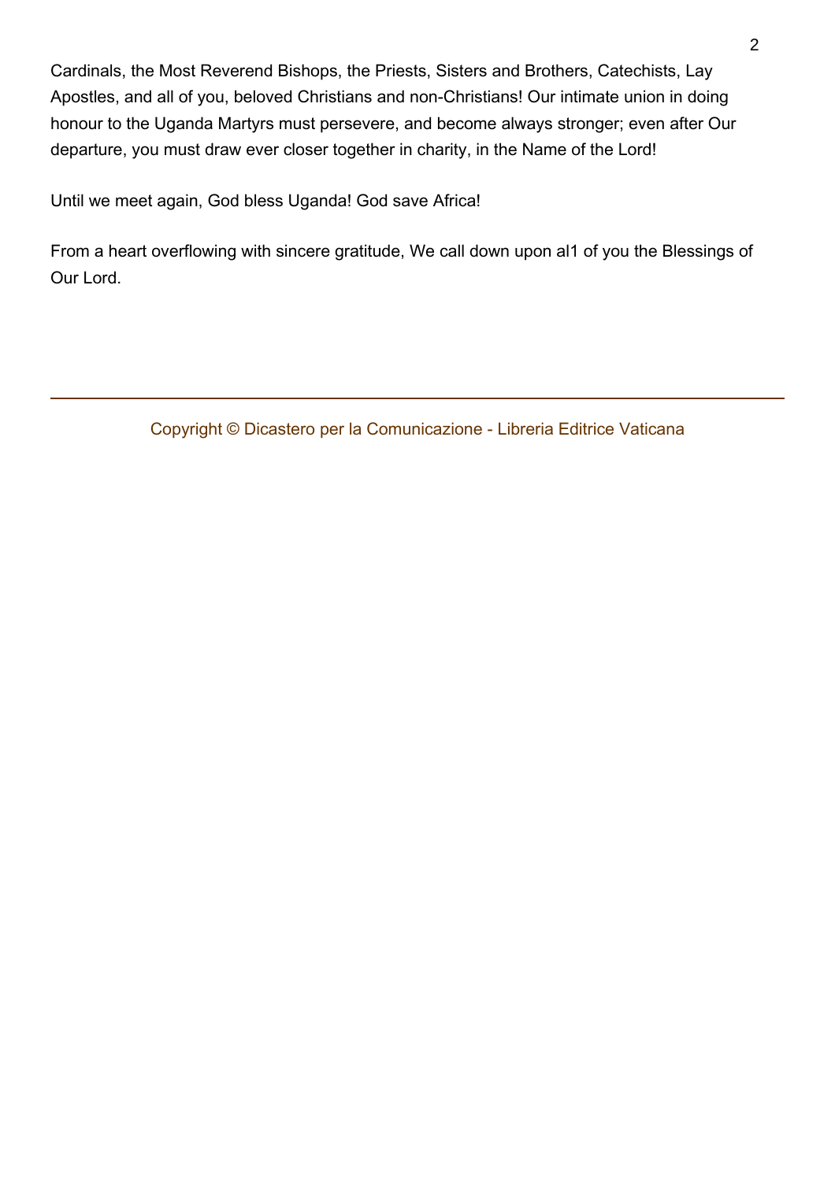Cardinals, the Most Reverend Bishops, the Priests, Sisters and Brothers, Catechists, Lay Apostles, and all of you, beloved Christians and non-Christians! Our intimate union in doing honour to the Uganda Martyrs must persevere, and become always stronger; even after Our departure, you must draw ever closer together in charity, in the Name of the Lord!

Until we meet again, God bless Uganda! God save Africa!

From a heart overflowing with sincere gratitude, We call down upon al1 of you the Blessings of Our Lord.

---

Copyright © Dicastero per la Comunicazione - Libreria Editrice Vaticana